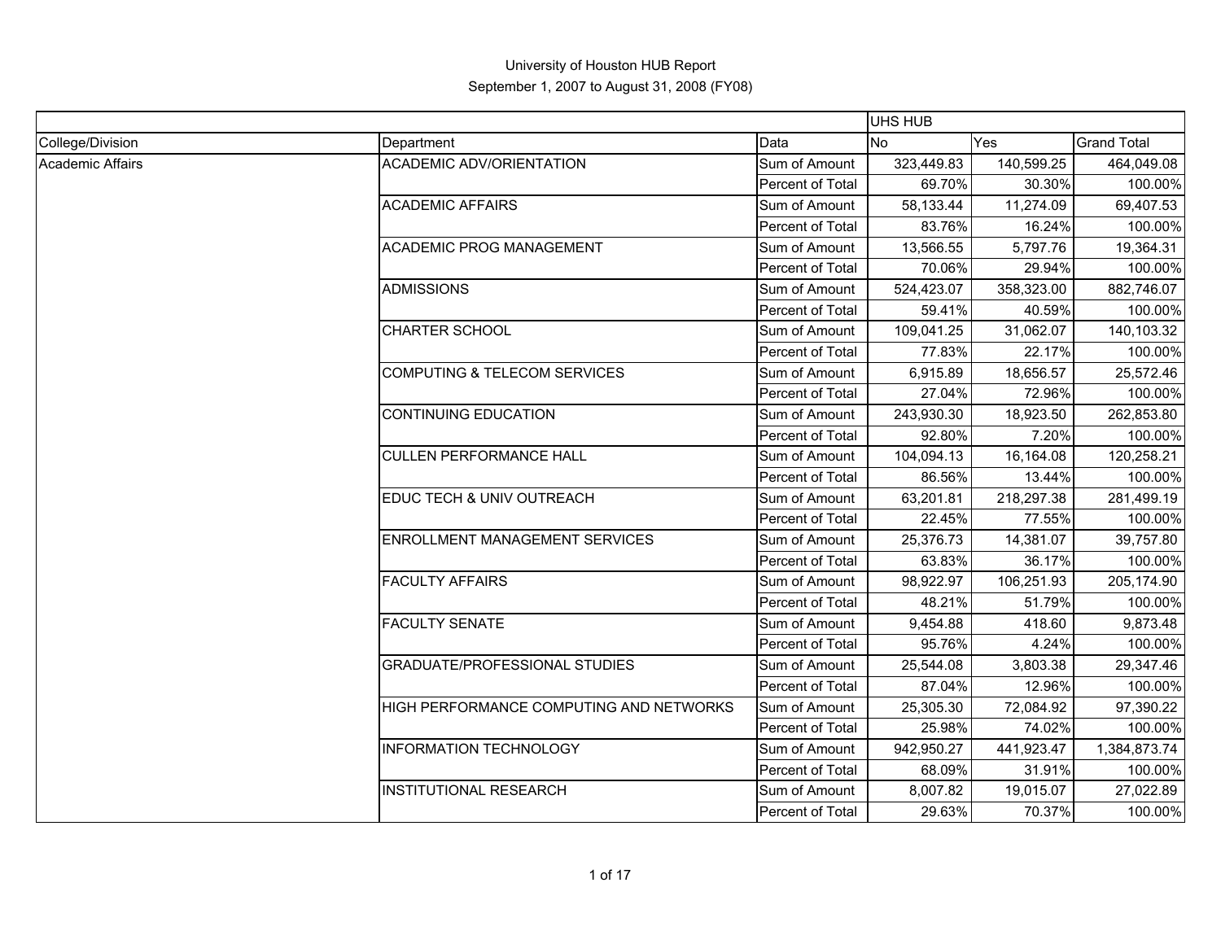# University of Houston HUB Report

## September 1, 2007 to August 31, 2008 (FY08)

| | | | UHS HUB | | |
|---|---|---|---|---|---|
| College/Division | Department | Data | No | Yes | Grand Total |
| Academic Affairs | ACADEMIC ADV/ORIENTATION | Sum of Amount | 323,449.83 | 140,599.25 | 464,049.08 |
| | | Percent of Total | 69.70% | 30.30% | 100.00% |
| | ACADEMIC AFFAIRS | Sum of Amount | 58,133.44 | 11,274.09 | 69,407.53 |
| | | Percent of Total | 83.76% | 16.24% | 100.00% |
| | ACADEMIC PROG MANAGEMENT | Sum of Amount | 13,566.55 | 5,797.76 | 19,364.31 |
| | | Percent of Total | 70.06% | 29.94% | 100.00% |
| | ADMISSIONS | Sum of Amount | 524,423.07 | 358,323.00 | 882,746.07 |
| | | Percent of Total | 59.41% | 40.59% | 100.00% |
| | CHARTER SCHOOL | Sum of Amount | 109,041.25 | 31,062.07 | 140,103.32 |
| | | Percent of Total | 77.83% | 22.17% | 100.00% |
| | COMPUTING & TELECOM SERVICES | Sum of Amount | 6,915.89 | 18,656.57 | 25,572.46 |
| | | Percent of Total | 27.04% | 72.96% | 100.00% |
| | CONTINUING EDUCATION | Sum of Amount | 243,930.30 | 18,923.50 | 262,853.80 |
| | | Percent of Total | 92.80% | 7.20% | 100.00% |
| | CULLEN PERFORMANCE HALL | Sum of Amount | 104,094.13 | 16,164.08 | 120,258.21 |
| | | Percent of Total | 86.56% | 13.44% | 100.00% |
| | EDUC TECH & UNIV OUTREACH | Sum of Amount | 63,201.81 | 218,297.38 | 281,499.19 |
| | | Percent of Total | 22.45% | 77.55% | 100.00% |
| | ENROLLMENT MANAGEMENT SERVICES | Sum of Amount | 25,376.73 | 14,381.07 | 39,757.80 |
| | | Percent of Total | 63.83% | 36.17% | 100.00% |
| | FACULTY AFFAIRS | Sum of Amount | 98,922.97 | 106,251.93 | 205,174.90 |
| | | Percent of Total | 48.21% | 51.79% | 100.00% |
| | FACULTY SENATE | Sum of Amount | 9,454.88 | 418.60 | 9,873.48 |
| | | Percent of Total | 95.76% | 4.24% | 100.00% |
| | GRADUATE/PROFESSIONAL STUDIES | Sum of Amount | 25,544.08 | 3,803.38 | 29,347.46 |
| | | Percent of Total | 87.04% | 12.96% | 100.00% |
| | HIGH PERFORMANCE COMPUTING AND NETWORKS | Sum of Amount | 25,305.30 | 72,084.92 | 97,390.22 |
| | | Percent of Total | 25.98% | 74.02% | 100.00% |
| | INFORMATION TECHNOLOGY | Sum of Amount | 942,950.27 | 441,923.47 | 1,384,873.74 |
| | | Percent of Total | 68.09% | 31.91% | 100.00% |
| | INSTITUTIONAL RESEARCH | Sum of Amount | 8,007.82 | 19,015.07 | 27,022.89 |
| | | Percent of Total | 29.63% | 70.37% | 100.00% |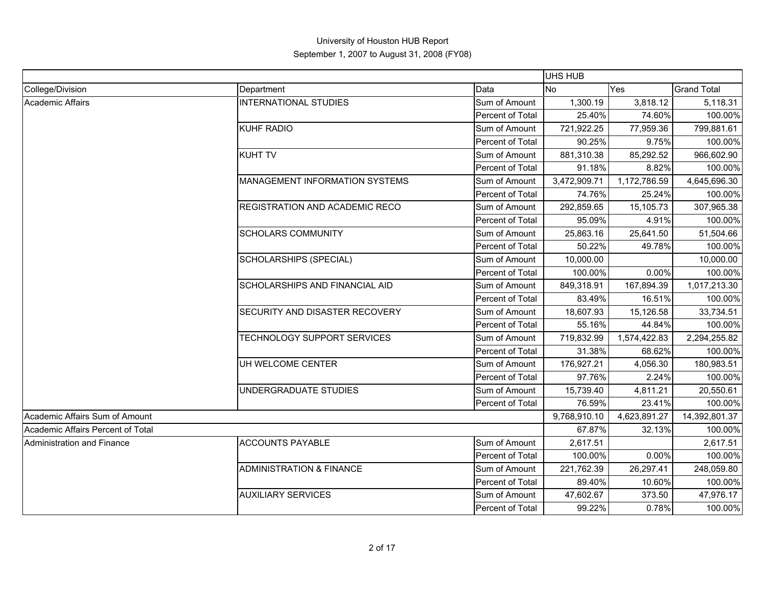University of Houston HUB Report

September 1, 2007 to August 31, 2008 (FY08)

| | | | UHS HUB | | |
|---|---|---|---|---|---|
| College/Division | Department | Data | No | Yes | Grand Total |
| Academic Affairs | INTERNATIONAL STUDIES | Sum of Amount | 1,300.19 | 3,818.12 | 5,118.31 |
| | | Percent of Total | 25.40% | 74.60% | 100.00% |
| | KUHF RADIO | Sum of Amount | 721,922.25 | 77,959.36 | 799,881.61 |
| | | Percent of Total | 90.25% | 9.75% | 100.00% |
| | KUHT TV | Sum of Amount | 881,310.38 | 85,292.52 | 966,602.90 |
| | | Percent of Total | 91.18% | 8.82% | 100.00% |
| | MANAGEMENT INFORMATION SYSTEMS | Sum of Amount | 3,472,909.71 | 1,172,786.59 | 4,645,696.30 |
| | | Percent of Total | 74.76% | 25.24% | 100.00% |
| | REGISTRATION AND ACADEMIC RECO | Sum of Amount | 292,859.65 | 15,105.73 | 307,965.38 |
| | | Percent of Total | 95.09% | 4.91% | 100.00% |
| | SCHOLARS COMMUNITY | Sum of Amount | 25,863.16 | 25,641.50 | 51,504.66 |
| | | Percent of Total | 50.22% | 49.78% | 100.00% |
| | SCHOLARSHIPS (SPECIAL) | Sum of Amount | 10,000.00 | | 10,000.00 |
| | | Percent of Total | 100.00% | 0.00% | 100.00% |
| | SCHOLARSHIPS AND FINANCIAL AID | Sum of Amount | 849,318.91 | 167,894.39 | 1,017,213.30 |
| | | Percent of Total | 83.49% | 16.51% | 100.00% |
| | SECURITY AND DISASTER RECOVERY | Sum of Amount | 18,607.93 | 15,126.58 | 33,734.51 |
| | | Percent of Total | 55.16% | 44.84% | 100.00% |
| | TECHNOLOGY SUPPORT SERVICES | Sum of Amount | 719,832.99 | 1,574,422.83 | 2,294,255.82 |
| | | Percent of Total | 31.38% | 68.62% | 100.00% |
| | UH WELCOME CENTER | Sum of Amount | 176,927.21 | 4,056.30 | 180,983.51 |
| | | Percent of Total | 97.76% | 2.24% | 100.00% |
| | UNDERGRADUATE STUDIES | Sum of Amount | 15,739.40 | 4,811.21 | 20,550.61 |
| | | Percent of Total | 76.59% | 23.41% | 100.00% |
| Academic Affairs Sum of Amount | | | 9,768,910.10 | 4,623,891.27 | 14,392,801.37 |
| Academic Affairs Percent of Total | | | 67.87% | 32.13% | 100.00% |
| Administration and Finance | ACCOUNTS PAYABLE | Sum of Amount | 2,617.51 | | 2,617.51 |
| | | Percent of Total | 100.00% | 0.00% | 100.00% |
| | ADMINISTRATION & FINANCE | Sum of Amount | 221,762.39 | 26,297.41 | 248,059.80 |
| | | Percent of Total | 89.40% | 10.60% | 100.00% |
| | AUXILIARY SERVICES | Sum of Amount | 47,602.67 | 373.50 | 47,976.17 |
| | | Percent of Total | 99.22% | 0.78% | 100.00% |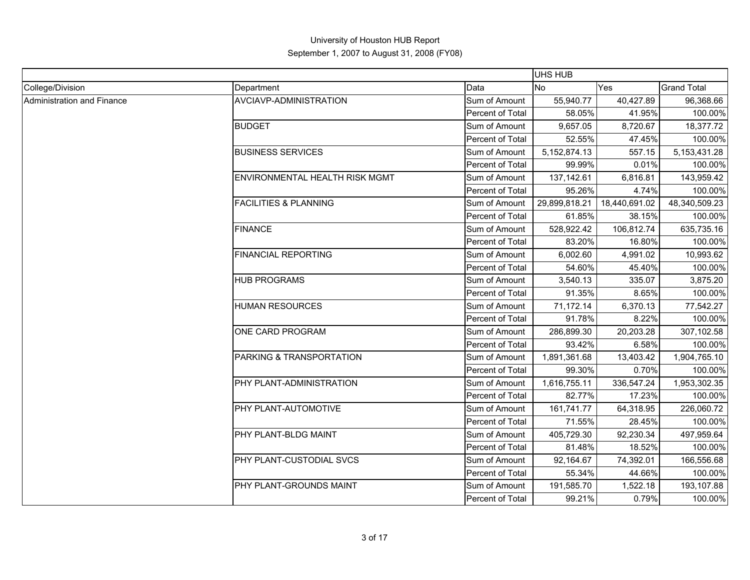# University of Houston HUB Report

## September 1, 2007 to August 31, 2008 (FY08)

| | | | UHS HUB | | |
|---|---|---|---|---|---|
| College/Division | Department | Data | No | Yes | Grand Total |
| Administration and Finance | AVCIAVP-ADMINISTRATION | Sum of Amount | 55,940.77 | 40,427.89 | 96,368.66 |
| | | Percent of Total | 58.05% | 41.95% | 100.00% |
| | BUDGET | Sum of Amount | 9,657.05 | 8,720.67 | 18,377.72 |
| | | Percent of Total | 52.55% | 47.45% | 100.00% |
| | BUSINESS SERVICES | Sum of Amount | 5,152,874.13 | 557.15 | 5,153,431.28 |
| | | Percent of Total | 99.99% | 0.01% | 100.00% |
| | ENVIRONMENTAL HEALTH RISK MGMT | Sum of Amount | 137,142.61 | 6,816.81 | 143,959.42 |
| | | Percent of Total | 95.26% | 4.74% | 100.00% |
| | FACILITIES & PLANNING | Sum of Amount | 29,899,818.21 | 18,440,691.02 | 48,340,509.23 |
| | | Percent of Total | 61.85% | 38.15% | 100.00% |
| | FINANCE | Sum of Amount | 528,922.42 | 106,812.74 | 635,735.16 |
| | | Percent of Total | 83.20% | 16.80% | 100.00% |
| | FINANCIAL REPORTING | Sum of Amount | 6,002.60 | 4,991.02 | 10,993.62 |
| | | Percent of Total | 54.60% | 45.40% | 100.00% |
| | HUB PROGRAMS | Sum of Amount | 3,540.13 | 335.07 | 3,875.20 |
| | | Percent of Total | 91.35% | 8.65% | 100.00% |
| | HUMAN RESOURCES | Sum of Amount | 71,172.14 | 6,370.13 | 77,542.27 |
| | | Percent of Total | 91.78% | 8.22% | 100.00% |
| | ONE CARD PROGRAM | Sum of Amount | 286,899.30 | 20,203.28 | 307,102.58 |
| | | Percent of Total | 93.42% | 6.58% | 100.00% |
| | PARKING & TRANSPORTATION | Sum of Amount | 1,891,361.68 | 13,403.42 | 1,904,765.10 |
| | | Percent of Total | 99.30% | 0.70% | 100.00% |
| | PHY PLANT-ADMINISTRATION | Sum of Amount | 1,616,755.11 | 336,547.24 | 1,953,302.35 |
| | | Percent of Total | 82.77% | 17.23% | 100.00% |
| | PHY PLANT-AUTOMOTIVE | Sum of Amount | 161,741.77 | 64,318.95 | 226,060.72 |
| | | Percent of Total | 71.55% | 28.45% | 100.00% |
| | PHY PLANT-BLDG MAINT | Sum of Amount | 405,729.30 | 92,230.34 | 497,959.64 |
| | | Percent of Total | 81.48% | 18.52% | 100.00% |
| | PHY PLANT-CUSTODIAL SVCS | Sum of Amount | 92,164.67 | 74,392.01 | 166,556.68 |
| | | Percent of Total | 55.34% | 44.66% | 100.00% |
| | PHY PLANT-GROUNDS MAINT | Sum of Amount | 191,585.70 | 1,522.18 | 193,107.88 |
| | | Percent of Total | 99.21% | 0.79% | 100.00% |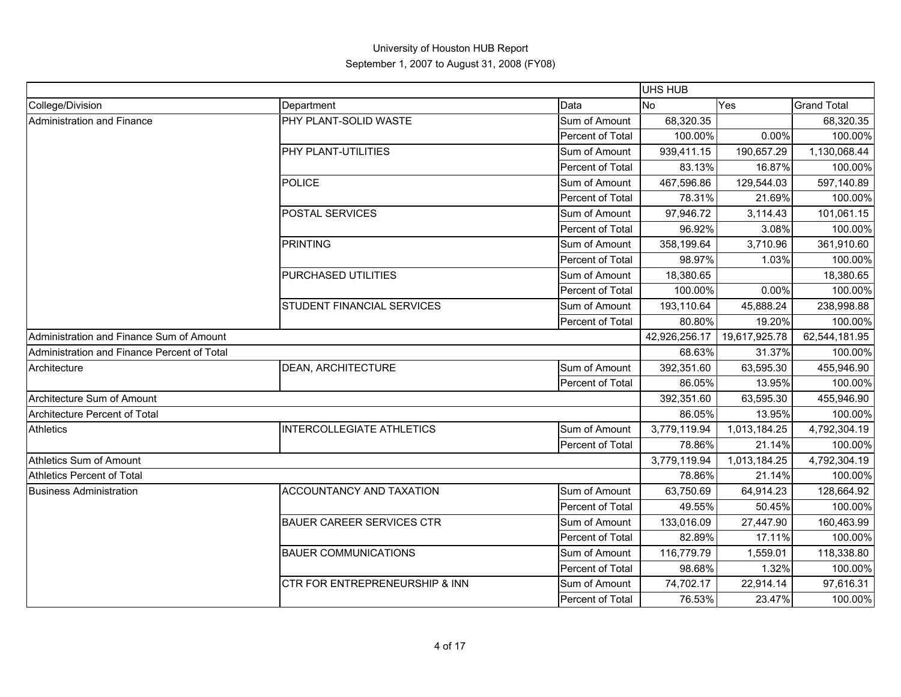University of Houston HUB Report

September 1, 2007 to August 31, 2008 (FY08)

| | | | UHS HUB | | |
|---|---|---|---|---|---|
| College/Division | Department | Data | No | Yes | Grand Total |
| Administration and Finance | PHY PLANT-SOLID WASTE | Sum of Amount | 68,320.35 | | 68,320.35 |
| | | Percent of Total | 100.00% | 0.00% | 100.00% |
| | PHY PLANT-UTILITIES | Sum of Amount | 939,411.15 | 190,657.29 | 1,130,068.44 |
| | | Percent of Total | 83.13% | 16.87% | 100.00% |
| | POLICE | Sum of Amount | 467,596.86 | 129,544.03 | 597,140.89 |
| | | Percent of Total | 78.31% | 21.69% | 100.00% |
| | POSTAL SERVICES | Sum of Amount | 97,946.72 | 3,114.43 | 101,061.15 |
| | | Percent of Total | 96.92% | 3.08% | 100.00% |
| | PRINTING | Sum of Amount | 358,199.64 | 3,710.96 | 361,910.60 |
| | | Percent of Total | 98.97% | 1.03% | 100.00% |
| | PURCHASED UTILITIES | Sum of Amount | 18,380.65 | | 18,380.65 |
| | | Percent of Total | 100.00% | 0.00% | 100.00% |
| | STUDENT FINANCIAL SERVICES | Sum of Amount | 193,110.64 | 45,888.24 | 238,998.88 |
| | | Percent of Total | 80.80% | 19.20% | 100.00% |
| Administration and Finance Sum of Amount | | | 42,926,256.17 | 19,617,925.78 | 62,544,181.95 |
| Administration and Finance Percent of Total | | | 68.63% | 31.37% | 100.00% |
| Architecture | DEAN, ARCHITECTURE | Sum of Amount | 392,351.60 | 63,595.30 | 455,946.90 |
| | | Percent of Total | 86.05% | 13.95% | 100.00% |
| Architecture Sum of Amount | | | 392,351.60 | 63,595.30 | 455,946.90 |
| Architecture Percent of Total | | | 86.05% | 13.95% | 100.00% |
| Athletics | INTERCOLLEGIATE ATHLETICS | Sum of Amount | 3,779,119.94 | 1,013,184.25 | 4,792,304.19 |
| | | Percent of Total | 78.86% | 21.14% | 100.00% |
| Athletics Sum of Amount | | | 3,779,119.94 | 1,013,184.25 | 4,792,304.19 |
| Athletics Percent of Total | | | 78.86% | 21.14% | 100.00% |
| Business Administration | ACCOUNTANCY AND TAXATION | Sum of Amount | 63,750.69 | 64,914.23 | 128,664.92 |
| | | Percent of Total | 49.55% | 50.45% | 100.00% |
| | BAUER CAREER SERVICES CTR | Sum of Amount | 133,016.09 | 27,447.90 | 160,463.99 |
| | | Percent of Total | 82.89% | 17.11% | 100.00% |
| | BAUER COMMUNICATIONS | Sum of Amount | 116,779.79 | 1,559.01 | 118,338.80 |
| | | Percent of Total | 98.68% | 1.32% | 100.00% |
| | CTR FOR ENTREPRENEURSHIP & INN | Sum of Amount | 74,702.17 | 22,914.14 | 97,616.31 |
| | | Percent of Total | 76.53% | 23.47% | 100.00% |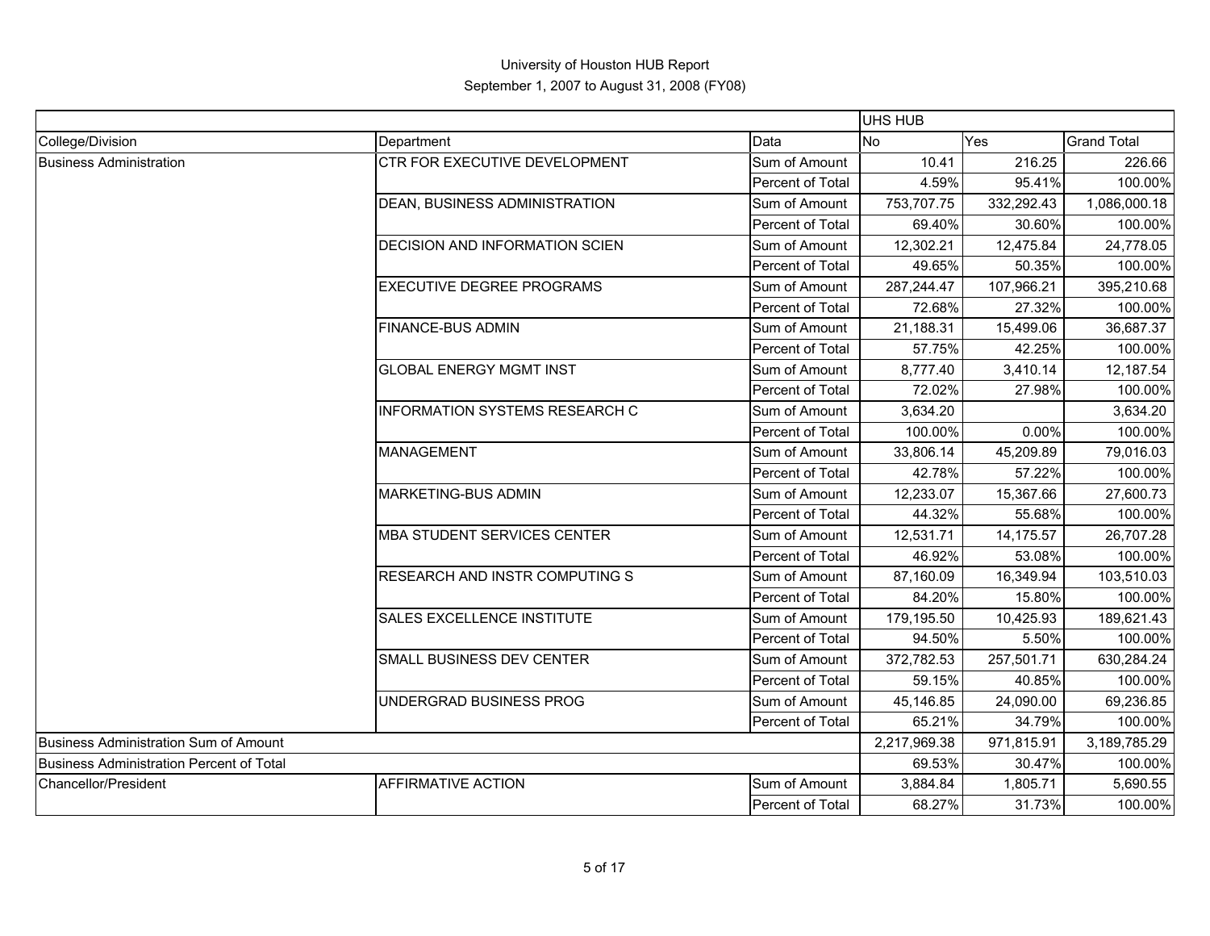University of Houston HUB Report

September 1, 2007 to August 31, 2008 (FY08)

| | | | UHS HUB | | |
|---|---|---|---|---|---|
| College/Division | Department | Data | No | Yes | Grand Total |
| Business Administration | CTR FOR EXECUTIVE DEVELOPMENT | Sum of Amount | 10.41 | 216.25 | 226.66 |
| | | Percent of Total | 4.59% | 95.41% | 100.00% |
| | DEAN, BUSINESS ADMINISTRATION | Sum of Amount | 753,707.75 | 332,292.43 | 1,086,000.18 |
| | | Percent of Total | 69.40% | 30.60% | 100.00% |
| | DECISION AND INFORMATION SCIEN | Sum of Amount | 12,302.21 | 12,475.84 | 24,778.05 |
| | | Percent of Total | 49.65% | 50.35% | 100.00% |
| | EXECUTIVE DEGREE PROGRAMS | Sum of Amount | 287,244.47 | 107,966.21 | 395,210.68 |
| | | Percent of Total | 72.68% | 27.32% | 100.00% |
| | FINANCE-BUS ADMIN | Sum of Amount | 21,188.31 | 15,499.06 | 36,687.37 |
| | | Percent of Total | 57.75% | 42.25% | 100.00% |
| | GLOBAL ENERGY MGMT INST | Sum of Amount | 8,777.40 | 3,410.14 | 12,187.54 |
| | | Percent of Total | 72.02% | 27.98% | 100.00% |
| | INFORMATION SYSTEMS RESEARCH C | Sum of Amount | 3,634.20 | | 3,634.20 |
| | | Percent of Total | 100.00% | 0.00% | 100.00% |
| | MANAGEMENT | Sum of Amount | 33,806.14 | 45,209.89 | 79,016.03 |
| | | Percent of Total | 42.78% | 57.22% | 100.00% |
| | MARKETING-BUS ADMIN | Sum of Amount | 12,233.07 | 15,367.66 | 27,600.73 |
| | | Percent of Total | 44.32% | 55.68% | 100.00% |
| | MBA STUDENT SERVICES CENTER | Sum of Amount | 12,531.71 | 14,175.57 | 26,707.28 |
| | | Percent of Total | 46.92% | 53.08% | 100.00% |
| | RESEARCH AND INSTR COMPUTING S | Sum of Amount | 87,160.09 | 16,349.94 | 103,510.03 |
| | | Percent of Total | 84.20% | 15.80% | 100.00% |
| | SALES EXCELLENCE INSTITUTE | Sum of Amount | 179,195.50 | 10,425.93 | 189,621.43 |
| | | Percent of Total | 94.50% | 5.50% | 100.00% |
| | SMALL BUSINESS DEV CENTER | Sum of Amount | 372,782.53 | 257,501.71 | 630,284.24 |
| | | Percent of Total | 59.15% | 40.85% | 100.00% |
| | UNDERGRAD BUSINESS PROG | Sum of Amount | 45,146.85 | 24,090.00 | 69,236.85 |
| | | Percent of Total | 65.21% | 34.79% | 100.00% |
| Business Administration Sum of Amount | | | 2,217,969.38 | 971,815.91 | 3,189,785.29 |
| Business Administration Percent of Total | | | 69.53% | 30.47% | 100.00% |
| Chancellor/President | AFFIRMATIVE ACTION | Sum of Amount | 3,884.84 | 1,805.71 | 5,690.55 |
| | | Percent of Total | 68.27% | 31.73% | 100.00% |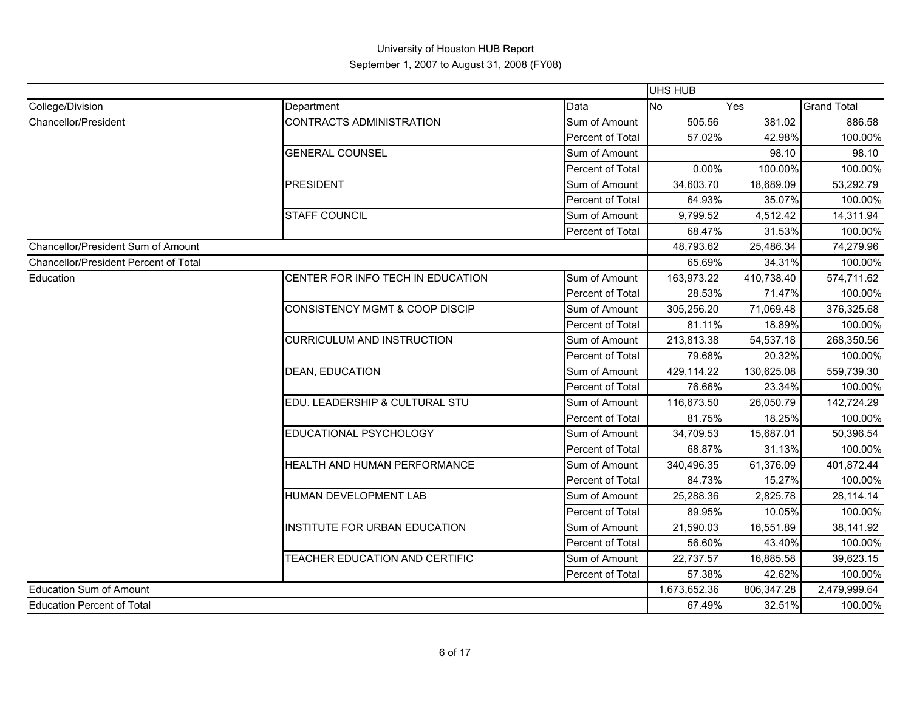University of Houston HUB Report

September 1, 2007 to August 31, 2008 (FY08)

| | | | UHS HUB | | |
|---|---|---|---|---|---|
| College/Division | Department | Data | No | Yes | Grand Total |
| Chancellor/President | CONTRACTS ADMINISTRATION | Sum of Amount | 505.56 | 381.02 | 886.58 |
| | | Percent of Total | 57.02% | 42.98% | 100.00% |
| | GENERAL COUNSEL | Sum of Amount | | 98.10 | 98.10 |
| | | Percent of Total | 0.00% | 100.00% | 100.00% |
| | PRESIDENT | Sum of Amount | 34,603.70 | 18,689.09 | 53,292.79 |
| | | Percent of Total | 64.93% | 35.07% | 100.00% |
| | STAFF COUNCIL | Sum of Amount | 9,799.52 | 4,512.42 | 14,311.94 |
| | | Percent of Total | 68.47% | 31.53% | 100.00% |
| Chancellor/President Sum of Amount | | | 48,793.62 | 25,486.34 | 74,279.96 |
| Chancellor/President Percent of Total | | | 65.69% | 34.31% | 100.00% |
| Education | CENTER FOR INFO TECH IN EDUCATION | Sum of Amount | 163,973.22 | 410,738.40 | 574,711.62 |
| | | Percent of Total | 28.53% | 71.47% | 100.00% |
| | CONSISTENCY MGMT & COOP DISCIP | Sum of Amount | 305,256.20 | 71,069.48 | 376,325.68 |
| | | Percent of Total | 81.11% | 18.89% | 100.00% |
| | CURRICULUM AND INSTRUCTION | Sum of Amount | 213,813.38 | 54,537.18 | 268,350.56 |
| | | Percent of Total | 79.68% | 20.32% | 100.00% |
| | DEAN, EDUCATION | Sum of Amount | 429,114.22 | 130,625.08 | 559,739.30 |
| | | Percent of Total | 76.66% | 23.34% | 100.00% |
| | EDU. LEADERSHIP & CULTURAL STU | Sum of Amount | 116,673.50 | 26,050.79 | 142,724.29 |
| | | Percent of Total | 81.75% | 18.25% | 100.00% |
| | EDUCATIONAL PSYCHOLOGY | Sum of Amount | 34,709.53 | 15,687.01 | 50,396.54 |
| | | Percent of Total | 68.87% | 31.13% | 100.00% |
| | HEALTH AND HUMAN PERFORMANCE | Sum of Amount | 340,496.35 | 61,376.09 | 401,872.44 |
| | | Percent of Total | 84.73% | 15.27% | 100.00% |
| | HUMAN DEVELOPMENT LAB | Sum of Amount | 25,288.36 | 2,825.78 | 28,114.14 |
| | | Percent of Total | 89.95% | 10.05% | 100.00% |
| | INSTITUTE FOR URBAN EDUCATION | Sum of Amount | 21,590.03 | 16,551.89 | 38,141.92 |
| | | Percent of Total | 56.60% | 43.40% | 100.00% |
| | TEACHER EDUCATION AND CERTIFIC | Sum of Amount | 22,737.57 | 16,885.58 | 39,623.15 |
| | | Percent of Total | 57.38% | 42.62% | 100.00% |
| Education Sum of Amount | | | 1,673,652.36 | 806,347.28 | 2,479,999.64 |
| Education Percent of Total | | | 67.49% | 32.51% | 100.00% |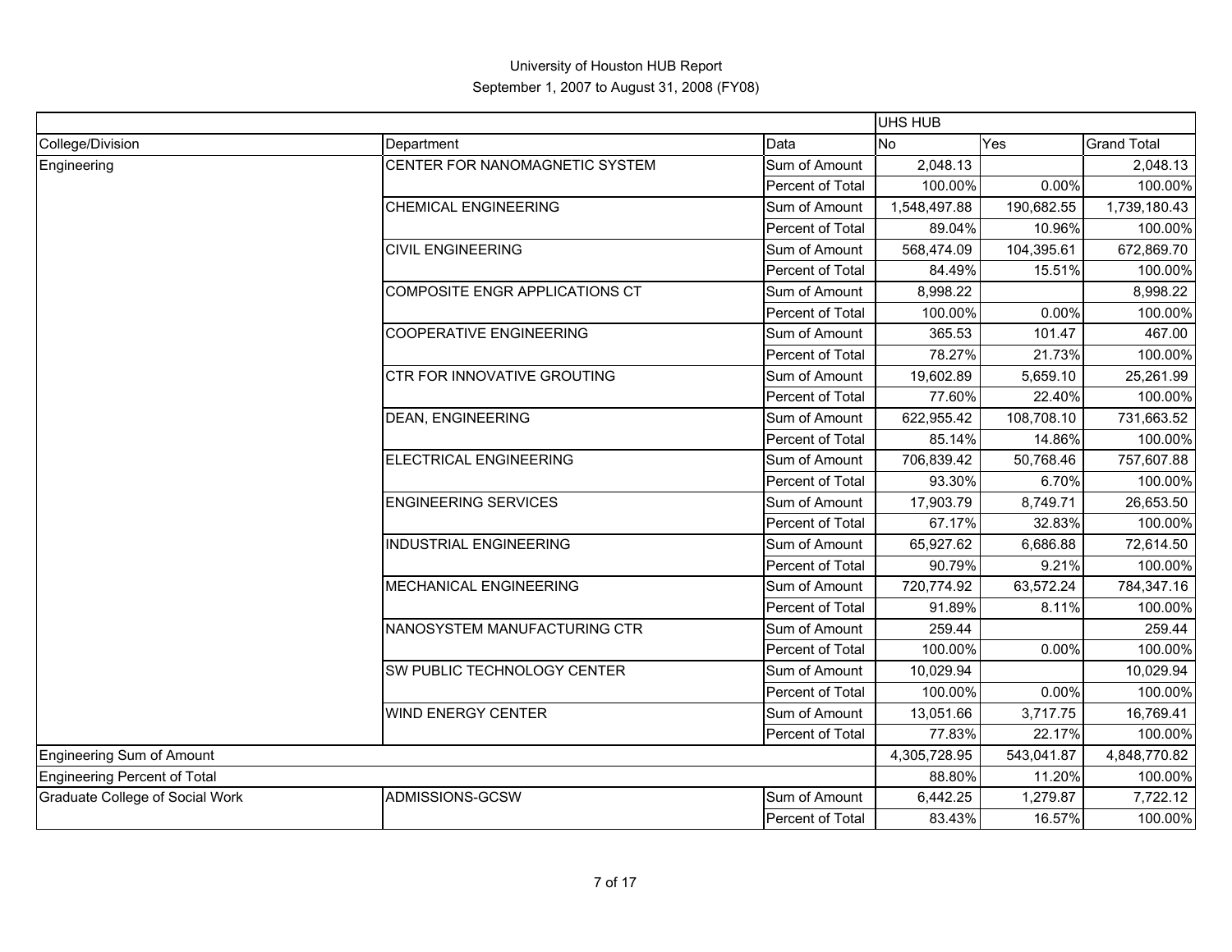# University of Houston HUB Report

September 1, 2007 to August 31, 2008 (FY08)

| | | | UHS HUB | | |
|---|---|---|---|---|---|
| College/Division | Department | Data | No | Yes | Grand Total |
| Engineering | CENTER FOR NANOMAGNETIC SYSTEM | Sum of Amount | 2,048.13 | | 2,048.13 |
| | | Percent of Total | 100.00% | 0.00% | 100.00% |
| | CHEMICAL ENGINEERING | Sum of Amount | 1,548,497.88 | 190,682.55 | 1,739,180.43 |
| | | Percent of Total | 89.04% | 10.96% | 100.00% |
| | CIVIL ENGINEERING | Sum of Amount | 568,474.09 | 104,395.61 | 672,869.70 |
| | | Percent of Total | 84.49% | 15.51% | 100.00% |
| | COMPOSITE ENGR APPLICATIONS CT | Sum of Amount | 8,998.22 | | 8,998.22 |
| | | Percent of Total | 100.00% | 0.00% | 100.00% |
| | COOPERATIVE ENGINEERING | Sum of Amount | 365.53 | 101.47 | 467.00 |
| | | Percent of Total | 78.27% | 21.73% | 100.00% |
| | CTR FOR INNOVATIVE GROUTING | Sum of Amount | 19,602.89 | 5,659.10 | 25,261.99 |
| | | Percent of Total | 77.60% | 22.40% | 100.00% |
| | DEAN, ENGINEERING | Sum of Amount | 622,955.42 | 108,708.10 | 731,663.52 |
| | | Percent of Total | 85.14% | 14.86% | 100.00% |
| | ELECTRICAL ENGINEERING | Sum of Amount | 706,839.42 | 50,768.46 | 757,607.88 |
| | | Percent of Total | 93.30% | 6.70% | 100.00% |
| | ENGINEERING SERVICES | Sum of Amount | 17,903.79 | 8,749.71 | 26,653.50 |
| | | Percent of Total | 67.17% | 32.83% | 100.00% |
| | INDUSTRIAL ENGINEERING | Sum of Amount | 65,927.62 | 6,686.88 | 72,614.50 |
| | | Percent of Total | 90.79% | 9.21% | 100.00% |
| | MECHANICAL ENGINEERING | Sum of Amount | 720,774.92 | 63,572.24 | 784,347.16 |
| | | Percent of Total | 91.89% | 8.11% | 100.00% |
| | NANOSYSTEM MANUFACTURING CTR | Sum of Amount | 259.44 | | 259.44 |
| | | Percent of Total | 100.00% | 0.00% | 100.00% |
| | SW PUBLIC TECHNOLOGY CENTER | Sum of Amount | 10,029.94 | | 10,029.94 |
| | | Percent of Total | 100.00% | 0.00% | 100.00% |
| | WIND ENERGY CENTER | Sum of Amount | 13,051.66 | 3,717.75 | 16,769.41 |
| | | Percent of Total | 77.83% | 22.17% | 100.00% |
| Engineering Sum of Amount | | | 4,305,728.95 | 543,041.87 | 4,848,770.82 |
| Engineering Percent of Total | | | 88.80% | 11.20% | 100.00% |
| Graduate College of Social Work | ADMISSIONS-GCSW | Sum of Amount | 6,442.25 | 1,279.87 | 7,722.12 |
| | | Percent of Total | 83.43% | 16.57% | 100.00% |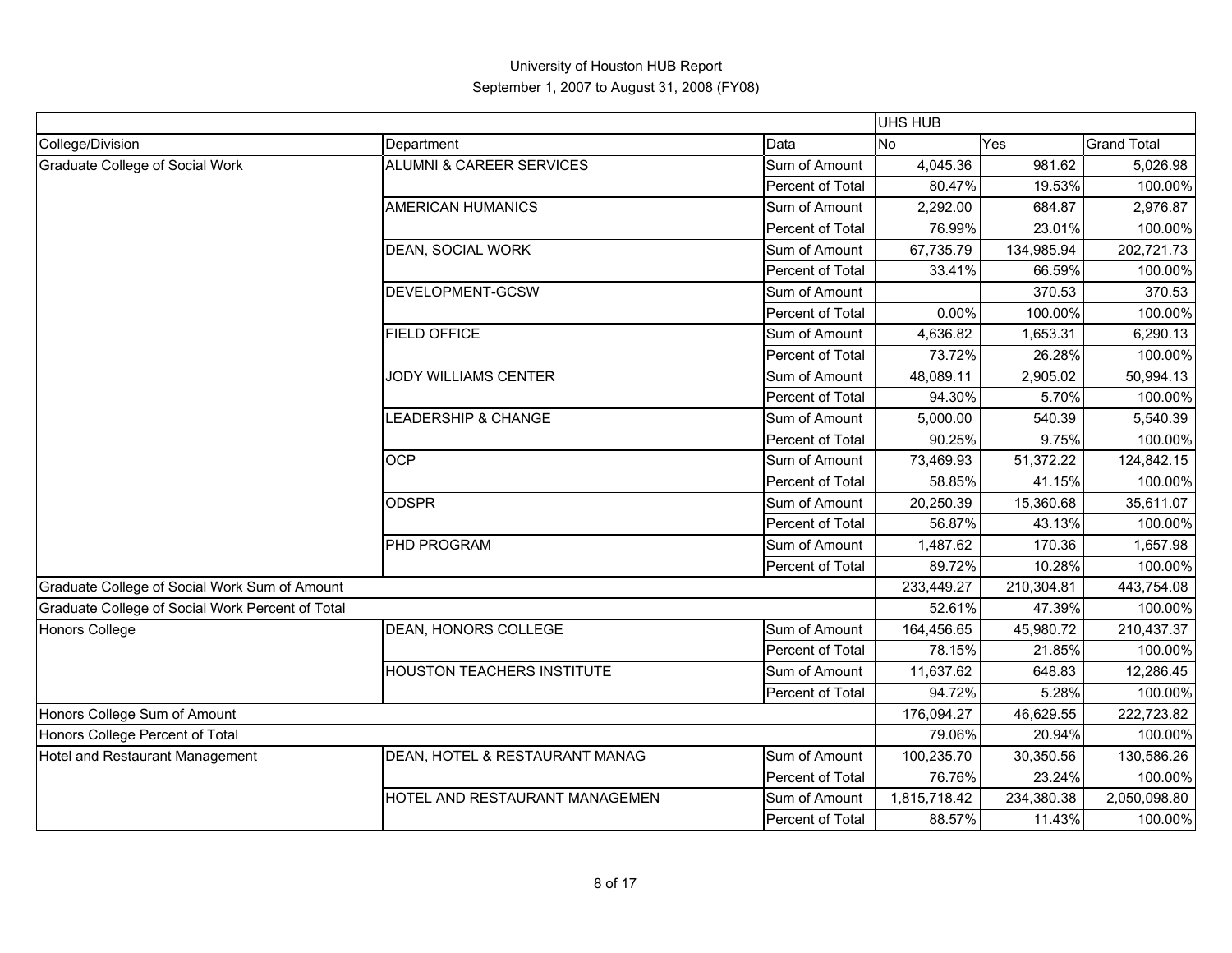University of Houston HUB Report

September 1, 2007 to August 31, 2008 (FY08)

| | | | UHS HUB | | |
|---|---|---|---|---|---|
| College/Division | Department | Data | No | Yes | Grand Total |
| Graduate College of Social Work | ALUMNI & CAREER SERVICES | Sum of Amount | 4,045.36 | 981.62 | 5,026.98 |
| | | Percent of Total | 80.47% | 19.53% | 100.00% |
| | AMERICAN HUMANICS | Sum of Amount | 2,292.00 | 684.87 | 2,976.87 |
| | | Percent of Total | 76.99% | 23.01% | 100.00% |
| | DEAN, SOCIAL WORK | Sum of Amount | 67,735.79 | 134,985.94 | 202,721.73 |
| | | Percent of Total | 33.41% | 66.59% | 100.00% |
| | DEVELOPMENT-GCSW | Sum of Amount | | 370.53 | 370.53 |
| | | Percent of Total | 0.00% | 100.00% | 100.00% |
| | FIELD OFFICE | Sum of Amount | 4,636.82 | 1,653.31 | 6,290.13 |
| | | Percent of Total | 73.72% | 26.28% | 100.00% |
| | JODY WILLIAMS CENTER | Sum of Amount | 48,089.11 | 2,905.02 | 50,994.13 |
| | | Percent of Total | 94.30% | 5.70% | 100.00% |
| | LEADERSHIP & CHANGE | Sum of Amount | 5,000.00 | 540.39 | 5,540.39 |
| | | Percent of Total | 90.25% | 9.75% | 100.00% |
| | OCP | Sum of Amount | 73,469.93 | 51,372.22 | 124,842.15 |
| | | Percent of Total | 58.85% | 41.15% | 100.00% |
| | ODSPR | Sum of Amount | 20,250.39 | 15,360.68 | 35,611.07 |
| | | Percent of Total | 56.87% | 43.13% | 100.00% |
| | PHD PROGRAM | Sum of Amount | 1,487.62 | 170.36 | 1,657.98 |
| | | Percent of Total | 89.72% | 10.28% | 100.00% |
| Graduate College of Social Work Sum of Amount | | | 233,449.27 | 210,304.81 | 443,754.08 |
| Graduate College of Social Work Percent of Total | | | 52.61% | 47.39% | 100.00% |
| Honors College | DEAN, HONORS COLLEGE | Sum of Amount | 164,456.65 | 45,980.72 | 210,437.37 |
| | | Percent of Total | 78.15% | 21.85% | 100.00% |
| | HOUSTON TEACHERS INSTITUTE | Sum of Amount | 11,637.62 | 648.83 | 12,286.45 |
| | | Percent of Total | 94.72% | 5.28% | 100.00% |
| Honors College Sum of Amount | | | 176,094.27 | 46,629.55 | 222,723.82 |
| Honors College Percent of Total | | | 79.06% | 20.94% | 100.00% |
| Hotel and Restaurant Management | DEAN, HOTEL & RESTAURANT MANAG | Sum of Amount | 100,235.70 | 30,350.56 | 130,586.26 |
| | | Percent of Total | 76.76% | 23.24% | 100.00% |
| | HOTEL AND RESTAURANT MANAGEMEN | Sum of Amount | 1,815,718.42 | 234,380.38 | 2,050,098.80 |
| | | Percent of Total | 88.57% | 11.43% | 100.00% |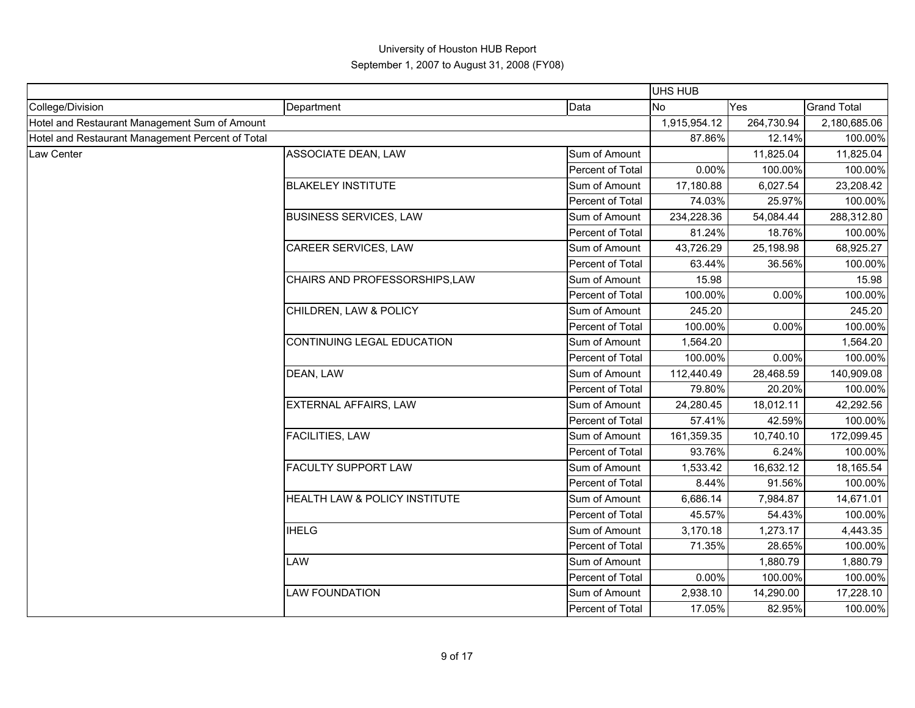# University of Houston HUB Report

September 1, 2007 to August 31, 2008 (FY08)

| | | | UHS HUB | | |
|---|---|---|---|---|---|
| College/Division | Department | Data | No | Yes | Grand Total |
| Hotel and Restaurant Management Sum of Amount | | | 1,915,954.12 | 264,730.94 | 2,180,685.06 |
| Hotel and Restaurant Management Percent of Total | | | 87.86% | 12.14% | 100.00% |
| Law Center | ASSOCIATE DEAN, LAW | Sum of Amount | | 11,825.04 | 11,825.04 |
| | | Percent of Total | 0.00% | 100.00% | 100.00% |
| | BLAKELEY INSTITUTE | Sum of Amount | 17,180.88 | 6,027.54 | 23,208.42 |
| | | Percent of Total | 74.03% | 25.97% | 100.00% |
| | BUSINESS SERVICES, LAW | Sum of Amount | 234,228.36 | 54,084.44 | 288,312.80 |
| | | Percent of Total | 81.24% | 18.76% | 100.00% |
| | CAREER SERVICES, LAW | Sum of Amount | 43,726.29 | 25,198.98 | 68,925.27 |
| | | Percent of Total | 63.44% | 36.56% | 100.00% |
| | CHAIRS AND PROFESSORSHIPS,LAW | Sum of Amount | 15.98 | | 15.98 |
| | | Percent of Total | 100.00% | 0.00% | 100.00% |
| | CHILDREN, LAW & POLICY | Sum of Amount | 245.20 | | 245.20 |
| | | Percent of Total | 100.00% | 0.00% | 100.00% |
| | CONTINUING LEGAL EDUCATION | Sum of Amount | 1,564.20 | | 1,564.20 |
| | | Percent of Total | 100.00% | 0.00% | 100.00% |
| | DEAN, LAW | Sum of Amount | 112,440.49 | 28,468.59 | 140,909.08 |
| | | Percent of Total | 79.80% | 20.20% | 100.00% |
| | EXTERNAL AFFAIRS, LAW | Sum of Amount | 24,280.45 | 18,012.11 | 42,292.56 |
| | | Percent of Total | 57.41% | 42.59% | 100.00% |
| | FACILITIES, LAW | Sum of Amount | 161,359.35 | 10,740.10 | 172,099.45 |
| | | Percent of Total | 93.76% | 6.24% | 100.00% |
| | FACULTY SUPPORT LAW | Sum of Amount | 1,533.42 | 16,632.12 | 18,165.54 |
| | | Percent of Total | 8.44% | 91.56% | 100.00% |
| | HEALTH LAW & POLICY INSTITUTE | Sum of Amount | 6,686.14 | 7,984.87 | 14,671.01 |
| | | Percent of Total | 45.57% | 54.43% | 100.00% |
| | IHELG | Sum of Amount | 3,170.18 | 1,273.17 | 4,443.35 |
| | | Percent of Total | 71.35% | 28.65% | 100.00% |
| | LAW | Sum of Amount | | 1,880.79 | 1,880.79 |
| | | Percent of Total | 0.00% | 100.00% | 100.00% |
| | LAW FOUNDATION | Sum of Amount | 2,938.10 | 14,290.00 | 17,228.10 |
| | | Percent of Total | 17.05% | 82.95% | 100.00% |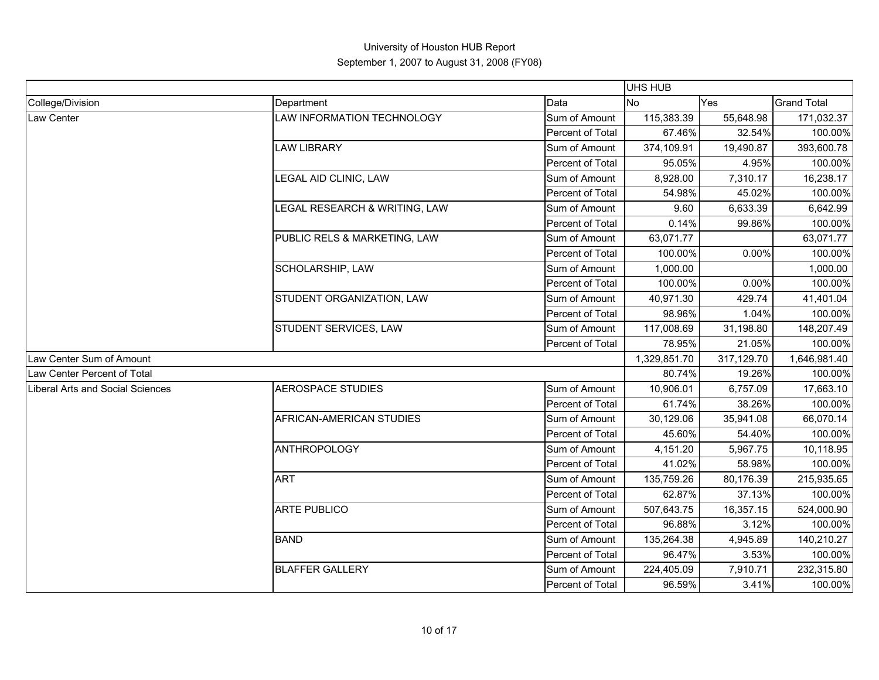University of Houston HUB Report

September 1, 2007 to August 31, 2008 (FY08)

| | | | UHS HUB | | |
|---|---|---|---|---|---|
| College/Division | Department | Data | No | Yes | Grand Total |
| Law Center | LAW INFORMATION TECHNOLOGY | Sum of Amount | 115,383.39 | 55,648.98 | 171,032.37 |
| | | Percent of Total | 67.46% | 32.54% | 100.00% |
| | LAW LIBRARY | Sum of Amount | 374,109.91 | 19,490.87 | 393,600.78 |
| | | Percent of Total | 95.05% | 4.95% | 100.00% |
| | LEGAL AID CLINIC, LAW | Sum of Amount | 8,928.00 | 7,310.17 | 16,238.17 |
| | | Percent of Total | 54.98% | 45.02% | 100.00% |
| | LEGAL RESEARCH & WRITING, LAW | Sum of Amount | 9.60 | 6,633.39 | 6,642.99 |
| | | Percent of Total | 0.14% | 99.86% | 100.00% |
| | PUBLIC RELS & MARKETING, LAW | Sum of Amount | 63,071.77 | | 63,071.77 |
| | | Percent of Total | 100.00% | 0.00% | 100.00% |
| | SCHOLARSHIP, LAW | Sum of Amount | 1,000.00 | | 1,000.00 |
| | | Percent of Total | 100.00% | 0.00% | 100.00% |
| | STUDENT ORGANIZATION, LAW | Sum of Amount | 40,971.30 | 429.74 | 41,401.04 |
| | | Percent of Total | 98.96% | 1.04% | 100.00% |
| | STUDENT SERVICES, LAW | Sum of Amount | 117,008.69 | 31,198.80 | 148,207.49 |
| | | Percent of Total | 78.95% | 21.05% | 100.00% |
| Law Center Sum of Amount | | | 1,329,851.70 | 317,129.70 | 1,646,981.40 |
| Law Center Percent of Total | | | 80.74% | 19.26% | 100.00% |
| Liberal Arts and Social Sciences | AEROSPACE STUDIES | Sum of Amount | 10,906.01 | 6,757.09 | 17,663.10 |
| | | Percent of Total | 61.74% | 38.26% | 100.00% |
| | AFRICAN-AMERICAN STUDIES | Sum of Amount | 30,129.06 | 35,941.08 | 66,070.14 |
| | | Percent of Total | 45.60% | 54.40% | 100.00% |
| | ANTHROPOLOGY | Sum of Amount | 4,151.20 | 5,967.75 | 10,118.95 |
| | | Percent of Total | 41.02% | 58.98% | 100.00% |
| | ART | Sum of Amount | 135,759.26 | 80,176.39 | 215,935.65 |
| | | Percent of Total | 62.87% | 37.13% | 100.00% |
| | ARTE PUBLICO | Sum of Amount | 507,643.75 | 16,357.15 | 524,000.90 |
| | | Percent of Total | 96.88% | 3.12% | 100.00% |
| | BAND | Sum of Amount | 135,264.38 | 4,945.89 | 140,210.27 |
| | | Percent of Total | 96.47% | 3.53% | 100.00% |
| | BLAFFER GALLERY | Sum of Amount | 224,405.09 | 7,910.71 | 232,315.80 |
| | | Percent of Total | 96.59% | 3.41% | 100.00% |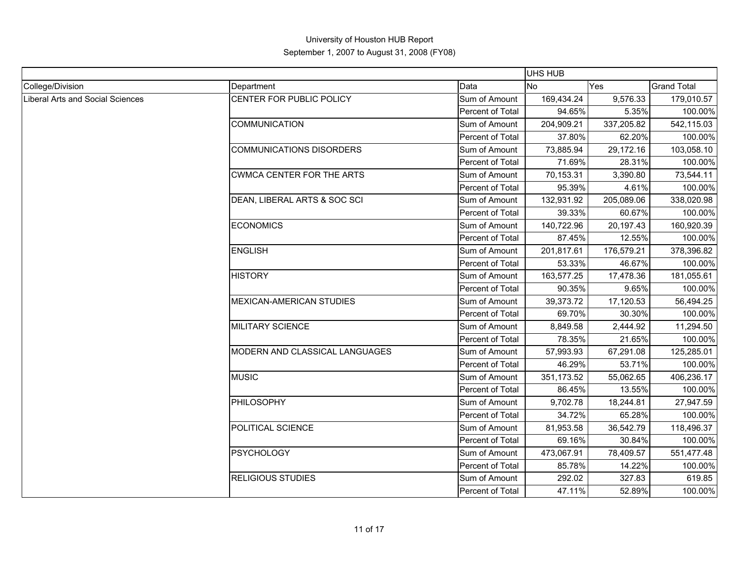University of Houston HUB Report
September 1, 2007 to August 31, 2008 (FY08)

| | | | UHS HUB | | |
|---|---|---|---|---|---|
| College/Division | Department | Data | No | Yes | Grand Total |
| Liberal Arts and Social Sciences | CENTER FOR PUBLIC POLICY | Sum of Amount | 169,434.24 | 9,576.33 | 179,010.57 |
| | | Percent of Total | 94.65% | 5.35% | 100.00% |
| | COMMUNICATION | Sum of Amount | 204,909.21 | 337,205.82 | 542,115.03 |
| | | Percent of Total | 37.80% | 62.20% | 100.00% |
| | COMMUNICATIONS DISORDERS | Sum of Amount | 73,885.94 | 29,172.16 | 103,058.10 |
| | | Percent of Total | 71.69% | 28.31% | 100.00% |
| | CWMCA CENTER FOR THE ARTS | Sum of Amount | 70,153.31 | 3,390.80 | 73,544.11 |
| | | Percent of Total | 95.39% | 4.61% | 100.00% |
| | DEAN, LIBERAL ARTS & SOC SCI | Sum of Amount | 132,931.92 | 205,089.06 | 338,020.98 |
| | | Percent of Total | 39.33% | 60.67% | 100.00% |
| | ECONOMICS | Sum of Amount | 140,722.96 | 20,197.43 | 160,920.39 |
| | | Percent of Total | 87.45% | 12.55% | 100.00% |
| | ENGLISH | Sum of Amount | 201,817.61 | 176,579.21 | 378,396.82 |
| | | Percent of Total | 53.33% | 46.67% | 100.00% |
| | HISTORY | Sum of Amount | 163,577.25 | 17,478.36 | 181,055.61 |
| | | Percent of Total | 90.35% | 9.65% | 100.00% |
| | MEXICAN-AMERICAN STUDIES | Sum of Amount | 39,373.72 | 17,120.53 | 56,494.25 |
| | | Percent of Total | 69.70% | 30.30% | 100.00% |
| | MILITARY SCIENCE | Sum of Amount | 8,849.58 | 2,444.92 | 11,294.50 |
| | | Percent of Total | 78.35% | 21.65% | 100.00% |
| | MODERN AND CLASSICAL LANGUAGES | Sum of Amount | 57,993.93 | 67,291.08 | 125,285.01 |
| | | Percent of Total | 46.29% | 53.71% | 100.00% |
| | MUSIC | Sum of Amount | 351,173.52 | 55,062.65 | 406,236.17 |
| | | Percent of Total | 86.45% | 13.55% | 100.00% |
| | PHILOSOPHY | Sum of Amount | 9,702.78 | 18,244.81 | 27,947.59 |
| | | Percent of Total | 34.72% | 65.28% | 100.00% |
| | POLITICAL SCIENCE | Sum of Amount | 81,953.58 | 36,542.79 | 118,496.37 |
| | | Percent of Total | 69.16% | 30.84% | 100.00% |
| | PSYCHOLOGY | Sum of Amount | 473,067.91 | 78,409.57 | 551,477.48 |
| | | Percent of Total | 85.78% | 14.22% | 100.00% |
| | RELIGIOUS STUDIES | Sum of Amount | 292.02 | 327.83 | 619.85 |
| | | Percent of Total | 47.11% | 52.89% | 100.00% |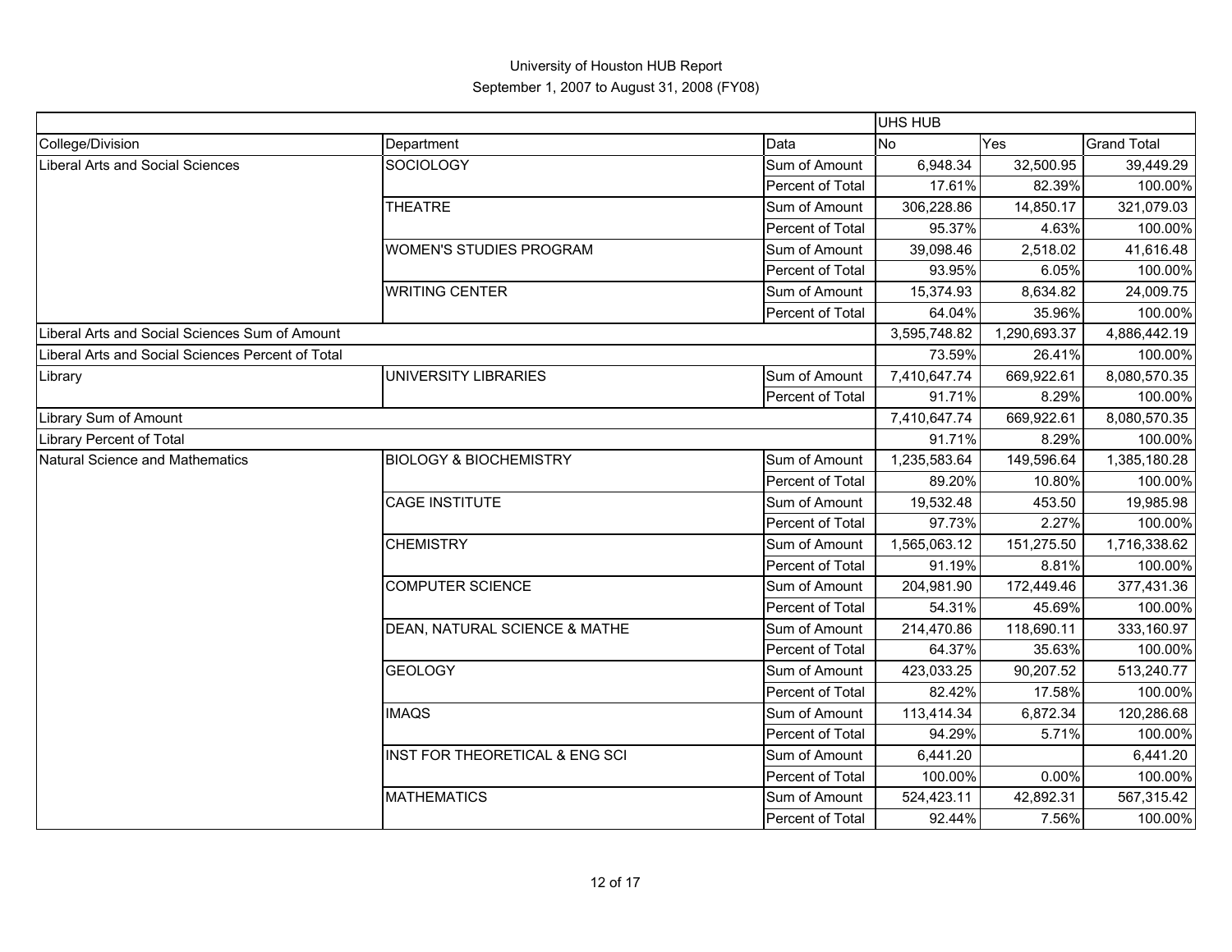University of Houston HUB Report

September 1, 2007 to August 31, 2008 (FY08)

| | | | UHS HUB | | |
|---|---|---|---|---|---|
| College/Division | Department | Data | No | Yes | Grand Total |
| Liberal Arts and Social Sciences | SOCIOLOGY | Sum of Amount | 6,948.34 | 32,500.95 | 39,449.29 |
| | | Percent of Total | 17.61% | 82.39% | 100.00% |
| | THEATRE | Sum of Amount | 306,228.86 | 14,850.17 | 321,079.03 |
| | | Percent of Total | 95.37% | 4.63% | 100.00% |
| | WOMEN'S STUDIES PROGRAM | Sum of Amount | 39,098.46 | 2,518.02 | 41,616.48 |
| | | Percent of Total | 93.95% | 6.05% | 100.00% |
| | WRITING CENTER | Sum of Amount | 15,374.93 | 8,634.82 | 24,009.75 |
| | | Percent of Total | 64.04% | 35.96% | 100.00% |
| Liberal Arts and Social Sciences Sum of Amount | | | 3,595,748.82 | 1,290,693.37 | 4,886,442.19 |
| Liberal Arts and Social Sciences Percent of Total | | | 73.59% | 26.41% | 100.00% |
| Library | UNIVERSITY LIBRARIES | Sum of Amount | 7,410,647.74 | 669,922.61 | 8,080,570.35 |
| | | Percent of Total | 91.71% | 8.29% | 100.00% |
| Library Sum of Amount | | | 7,410,647.74 | 669,922.61 | 8,080,570.35 |
| Library Percent of Total | | | 91.71% | 8.29% | 100.00% |
| Natural Science and Mathematics | BIOLOGY & BIOCHEMISTRY | Sum of Amount | 1,235,583.64 | 149,596.64 | 1,385,180.28 |
| | | Percent of Total | 89.20% | 10.80% | 100.00% |
| | CAGE INSTITUTE | Sum of Amount | 19,532.48 | 453.50 | 19,985.98 |
| | | Percent of Total | 97.73% | 2.27% | 100.00% |
| | CHEMISTRY | Sum of Amount | 1,565,063.12 | 151,275.50 | 1,716,338.62 |
| | | Percent of Total | 91.19% | 8.81% | 100.00% |
| | COMPUTER SCIENCE | Sum of Amount | 204,981.90 | 172,449.46 | 377,431.36 |
| | | Percent of Total | 54.31% | 45.69% | 100.00% |
| | DEAN, NATURAL SCIENCE & MATHE | Sum of Amount | 214,470.86 | 118,690.11 | 333,160.97 |
| | | Percent of Total | 64.37% | 35.63% | 100.00% |
| | GEOLOGY | Sum of Amount | 423,033.25 | 90,207.52 | 513,240.77 |
| | | Percent of Total | 82.42% | 17.58% | 100.00% |
| | IMAQS | Sum of Amount | 113,414.34 | 6,872.34 | 120,286.68 |
| | | Percent of Total | 94.29% | 5.71% | 100.00% |
| | INST FOR THEORETICAL & ENG SCI | Sum of Amount | 6,441.20 | | 6,441.20 |
| | | Percent of Total | 100.00% | 0.00% | 100.00% |
| | MATHEMATICS | Sum of Amount | 524,423.11 | 42,892.31 | 567,315.42 |
| | | Percent of Total | 92.44% | 7.56% | 100.00% |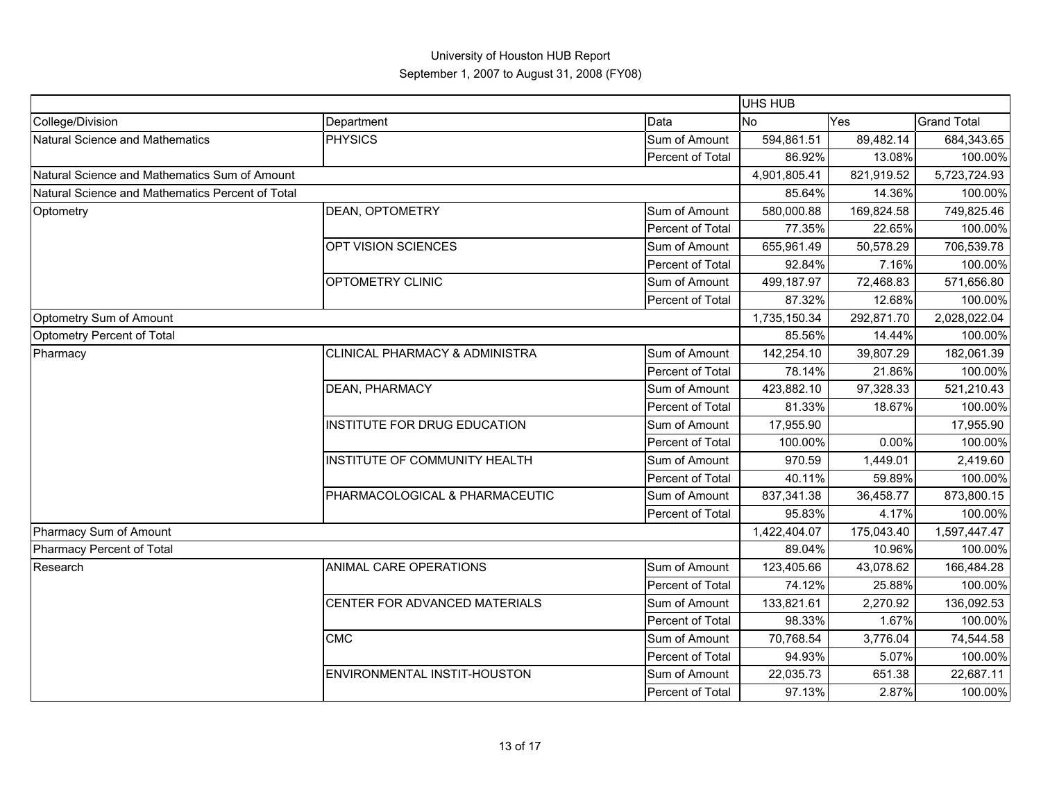# University of Houston HUB Report

September 1, 2007 to August 31, 2008 (FY08)

| | | | UHS HUB | | |
|---|---|---|---|---|---|
| College/Division | Department | Data | No | Yes | Grand Total |
| Natural Science and Mathematics | PHYSICS | Sum of Amount | 594,861.51 | 89,482.14 | 684,343.65 |
| | | Percent of Total | 86.92% | 13.08% | 100.00% |
| Natural Science and Mathematics Sum of Amount | | | 4,901,805.41 | 821,919.52 | 5,723,724.93 |
| Natural Science and Mathematics Percent of Total | | | 85.64% | 14.36% | 100.00% |
| Optometry | DEAN, OPTOMETRY | Sum of Amount | 580,000.88 | 169,824.58 | 749,825.46 |
| | | Percent of Total | 77.35% | 22.65% | 100.00% |
| | OPT VISION SCIENCES | Sum of Amount | 655,961.49 | 50,578.29 | 706,539.78 |
| | | Percent of Total | 92.84% | 7.16% | 100.00% |
| | OPTOMETRY CLINIC | Sum of Amount | 499,187.97 | 72,468.83 | 571,656.80 |
| | | Percent of Total | 87.32% | 12.68% | 100.00% |
| Optometry Sum of Amount | | | 1,735,150.34 | 292,871.70 | 2,028,022.04 |
| Optometry Percent of Total | | | 85.56% | 14.44% | 100.00% |
| Pharmacy | CLINICAL PHARMACY & ADMINISTRA | Sum of Amount | 142,254.10 | 39,807.29 | 182,061.39 |
| | | Percent of Total | 78.14% | 21.86% | 100.00% |
| | DEAN, PHARMACY | Sum of Amount | 423,882.10 | 97,328.33 | 521,210.43 |
| | | Percent of Total | 81.33% | 18.67% | 100.00% |
| | INSTITUTE FOR DRUG EDUCATION | Sum of Amount | 17,955.90 | | 17,955.90 |
| | | Percent of Total | 100.00% | 0.00% | 100.00% |
| | INSTITUTE OF COMMUNITY HEALTH | Sum of Amount | 970.59 | 1,449.01 | 2,419.60 |
| | | Percent of Total | 40.11% | 59.89% | 100.00% |
| | PHARMACOLOGICAL & PHARMACEUTIC | Sum of Amount | 837,341.38 | 36,458.77 | 873,800.15 |
| | | Percent of Total | 95.83% | 4.17% | 100.00% |
| Pharmacy Sum of Amount | | | 1,422,404.07 | 175,043.40 | 1,597,447.47 |
| Pharmacy Percent of Total | | | 89.04% | 10.96% | 100.00% |
| Research | ANIMAL CARE OPERATIONS | Sum of Amount | 123,405.66 | 43,078.62 | 166,484.28 |
| | | Percent of Total | 74.12% | 25.88% | 100.00% |
| | CENTER FOR ADVANCED MATERIALS | Sum of Amount | 133,821.61 | 2,270.92 | 136,092.53 |
| | | Percent of Total | 98.33% | 1.67% | 100.00% |
| | CMC | Sum of Amount | 70,768.54 | 3,776.04 | 74,544.58 |
| | | Percent of Total | 94.93% | 5.07% | 100.00% |
| | ENVIRONMENTAL INSTIT-HOUSTON | Sum of Amount | 22,035.73 | 651.38 | 22,687.11 |
| | | Percent of Total | 97.13% | 2.87% | 100.00% |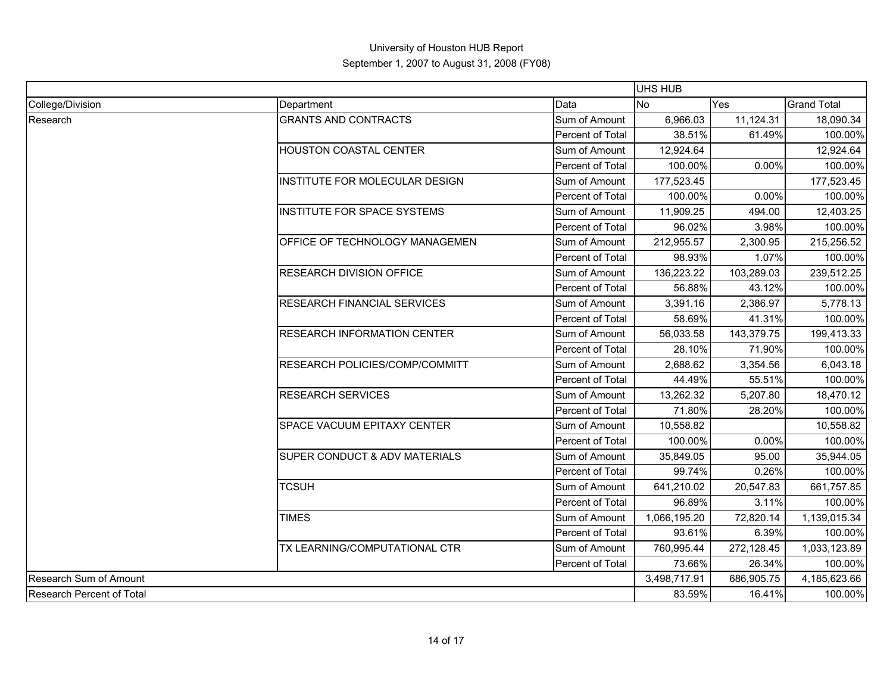# University of Houston HUB Report

## September 1, 2007 to August 31, 2008 (FY08)

| | | | UHS HUB | | |
|---|---|---|---|---|---|
| College/Division | Department | Data | No | Yes | Grand Total |
| Research | GRANTS AND CONTRACTS | Sum of Amount | 6,966.03 | 11,124.31 | 18,090.34 |
| | | Percent of Total | 38.51% | 61.49% | 100.00% |
| | HOUSTON COASTAL CENTER | Sum of Amount | 12,924.64 | | 12,924.64 |
| | | Percent of Total | 100.00% | 0.00% | 100.00% |
| | INSTITUTE FOR MOLECULAR DESIGN | Sum of Amount | 177,523.45 | | 177,523.45 |
| | | Percent of Total | 100.00% | 0.00% | 100.00% |
| | INSTITUTE FOR SPACE SYSTEMS | Sum of Amount | 11,909.25 | 494.00 | 12,403.25 |
| | | Percent of Total | 96.02% | 3.98% | 100.00% |
| | OFFICE OF TECHNOLOGY MANAGEMEN | Sum of Amount | 212,955.57 | 2,300.95 | 215,256.52 |
| | | Percent of Total | 98.93% | 1.07% | 100.00% |
| | RESEARCH DIVISION OFFICE | Sum of Amount | 136,223.22 | 103,289.03 | 239,512.25 |
| | | Percent of Total | 56.88% | 43.12% | 100.00% |
| | RESEARCH FINANCIAL SERVICES | Sum of Amount | 3,391.16 | 2,386.97 | 5,778.13 |
| | | Percent of Total | 58.69% | 41.31% | 100.00% |
| | RESEARCH INFORMATION CENTER | Sum of Amount | 56,033.58 | 143,379.75 | 199,413.33 |
| | | Percent of Total | 28.10% | 71.90% | 100.00% |
| | RESEARCH POLICIES/COMP/COMMITT | Sum of Amount | 2,688.62 | 3,354.56 | 6,043.18 |
| | | Percent of Total | 44.49% | 55.51% | 100.00% |
| | RESEARCH SERVICES | Sum of Amount | 13,262.32 | 5,207.80 | 18,470.12 |
| | | Percent of Total | 71.80% | 28.20% | 100.00% |
| | SPACE VACUUM EPITAXY CENTER | Sum of Amount | 10,558.82 | | 10,558.82 |
| | | Percent of Total | 100.00% | 0.00% | 100.00% |
| | SUPER CONDUCT & ADV MATERIALS | Sum of Amount | 35,849.05 | 95.00 | 35,944.05 |
| | | Percent of Total | 99.74% | 0.26% | 100.00% |
| | TCSUH | Sum of Amount | 641,210.02 | 20,547.83 | 661,757.85 |
| | | Percent of Total | 96.89% | 3.11% | 100.00% |
| | TIMES | Sum of Amount | 1,066,195.20 | 72,820.14 | 1,139,015.34 |
| | | Percent of Total | 93.61% | 6.39% | 100.00% |
| | TX LEARNING/COMPUTATIONAL CTR | Sum of Amount | 760,995.44 | 272,128.45 | 1,033,123.89 |
| | | Percent of Total | 73.66% | 26.34% | 100.00% |
| Research Sum of Amount | | | 3,498,717.91 | 686,905.75 | 4,185,623.66 |
| Research Percent of Total | | | 83.59% | 16.41% | 100.00% |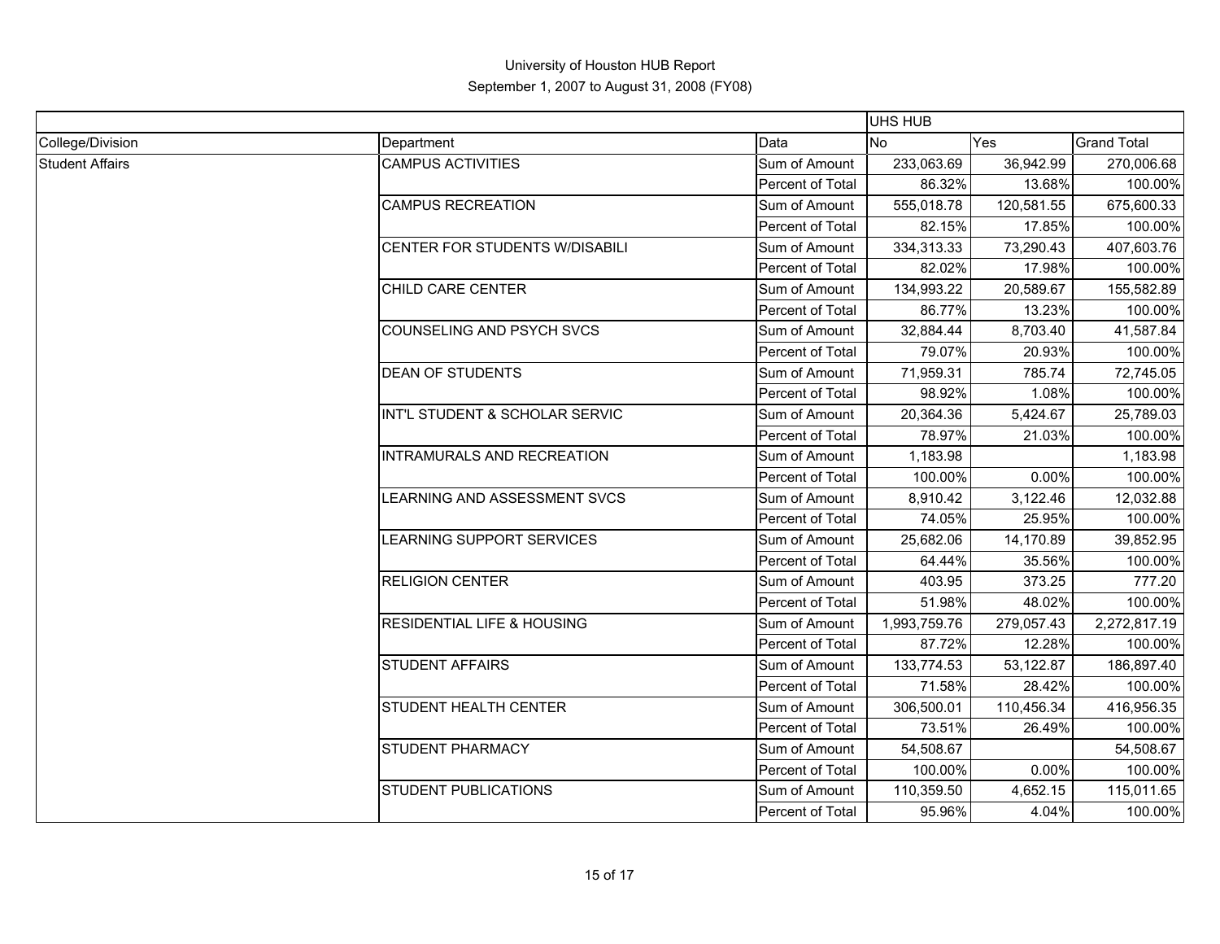University of Houston HUB Report

September 1, 2007 to August 31, 2008 (FY08)

| | | | UHS HUB | | |
|---|---|---|---|---|---|
| College/Division | Department | Data | No | Yes | Grand Total |
| Student Affairs | CAMPUS ACTIVITIES | Sum of Amount | 233,063.69 | 36,942.99 | 270,006.68 |
| | | Percent of Total | 86.32% | 13.68% | 100.00% |
| | CAMPUS RECREATION | Sum of Amount | 555,018.78 | 120,581.55 | 675,600.33 |
| | | Percent of Total | 82.15% | 17.85% | 100.00% |
| | CENTER FOR STUDENTS W/DISABILI | Sum of Amount | 334,313.33 | 73,290.43 | 407,603.76 |
| | | Percent of Total | 82.02% | 17.98% | 100.00% |
| | CHILD CARE CENTER | Sum of Amount | 134,993.22 | 20,589.67 | 155,582.89 |
| | | Percent of Total | 86.77% | 13.23% | 100.00% |
| | COUNSELING AND PSYCH SVCS | Sum of Amount | 32,884.44 | 8,703.40 | 41,587.84 |
| | | Percent of Total | 79.07% | 20.93% | 100.00% |
| | DEAN OF STUDENTS | Sum of Amount | 71,959.31 | 785.74 | 72,745.05 |
| | | Percent of Total | 98.92% | 1.08% | 100.00% |
| | INT'L STUDENT & SCHOLAR SERVIC | Sum of Amount | 20,364.36 | 5,424.67 | 25,789.03 |
| | | Percent of Total | 78.97% | 21.03% | 100.00% |
| | INTRAMURALS AND RECREATION | Sum of Amount | 1,183.98 | | 1,183.98 |
| | | Percent of Total | 100.00% | 0.00% | 100.00% |
| | LEARNING AND ASSESSMENT SVCS | Sum of Amount | 8,910.42 | 3,122.46 | 12,032.88 |
| | | Percent of Total | 74.05% | 25.95% | 100.00% |
| | LEARNING SUPPORT SERVICES | Sum of Amount | 25,682.06 | 14,170.89 | 39,852.95 |
| | | Percent of Total | 64.44% | 35.56% | 100.00% |
| | RELIGION CENTER | Sum of Amount | 403.95 | 373.25 | 777.20 |
| | | Percent of Total | 51.98% | 48.02% | 100.00% |
| | RESIDENTIAL LIFE & HOUSING | Sum of Amount | 1,993,759.76 | 279,057.43 | 2,272,817.19 |
| | | Percent of Total | 87.72% | 12.28% | 100.00% |
| | STUDENT AFFAIRS | Sum of Amount | 133,774.53 | 53,122.87 | 186,897.40 |
| | | Percent of Total | 71.58% | 28.42% | 100.00% |
| | STUDENT HEALTH CENTER | Sum of Amount | 306,500.01 | 110,456.34 | 416,956.35 |
| | | Percent of Total | 73.51% | 26.49% | 100.00% |
| | STUDENT PHARMACY | Sum of Amount | 54,508.67 | | 54,508.67 |
| | | Percent of Total | 100.00% | 0.00% | 100.00% |
| | STUDENT PUBLICATIONS | Sum of Amount | 110,359.50 | 4,652.15 | 115,011.65 |
| | | Percent of Total | 95.96% | 4.04% | 100.00% |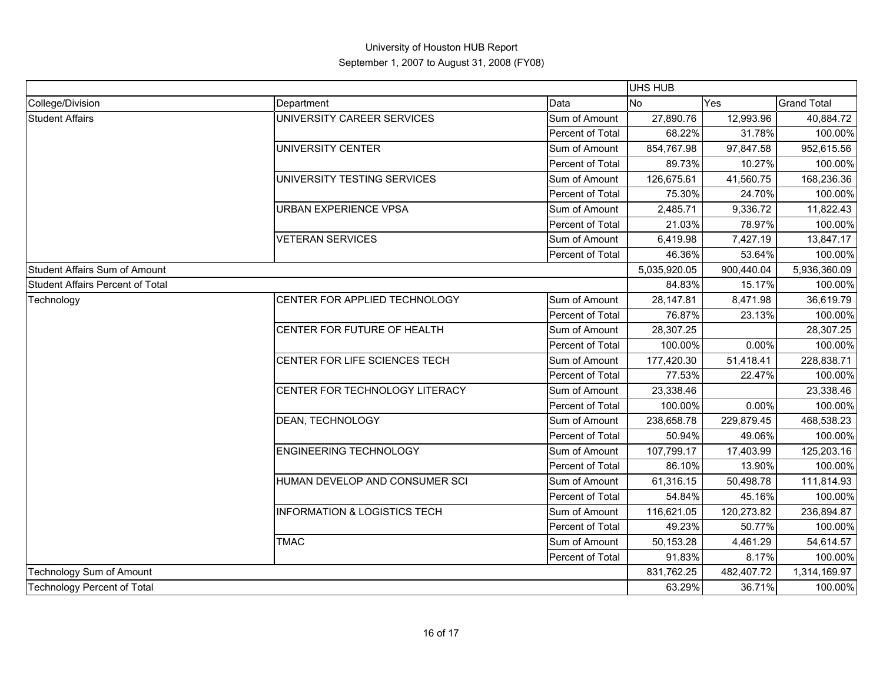# University of Houston HUB Report

## September 1, 2007 to August 31, 2008 (FY08)

| | | | UHS HUB | | |
|---|---|---|---|---|---|
| College/Division | Department | Data | No | Yes | Grand Total |
| Student Affairs | UNIVERSITY CAREER SERVICES | Sum of Amount | 27,890.76 | 12,993.96 | 40,884.72 |
| | | Percent of Total | 68.22% | 31.78% | 100.00% |
| | UNIVERSITY CENTER | Sum of Amount | 854,767.98 | 97,847.58 | 952,615.56 |
| | | Percent of Total | 89.73% | 10.27% | 100.00% |
| | UNIVERSITY TESTING SERVICES | Sum of Amount | 126,675.61 | 41,560.75 | 168,236.36 |
| | | Percent of Total | 75.30% | 24.70% | 100.00% |
| | URBAN EXPERIENCE VPSA | Sum of Amount | 2,485.71 | 9,336.72 | 11,822.43 |
| | | Percent of Total | 21.03% | 78.97% | 100.00% |
| | VETERAN SERVICES | Sum of Amount | 6,419.98 | 7,427.19 | 13,847.17 |
| | | Percent of Total | 46.36% | 53.64% | 100.00% |
| Student Affairs Sum of Amount | | | 5,035,920.05 | 900,440.04 | 5,936,360.09 |
| Student Affairs Percent of Total | | | 84.83% | 15.17% | 100.00% |
| Technology | CENTER FOR APPLIED TECHNOLOGY | Sum of Amount | 28,147.81 | 8,471.98 | 36,619.79 |
| | | Percent of Total | 76.87% | 23.13% | 100.00% |
| | CENTER FOR FUTURE OF HEALTH | Sum of Amount | 28,307.25 | | 28,307.25 |
| | | Percent of Total | 100.00% | 0.00% | 100.00% |
| | CENTER FOR LIFE SCIENCES TECH | Sum of Amount | 177,420.30 | 51,418.41 | 228,838.71 |
| | | Percent of Total | 77.53% | 22.47% | 100.00% |
| | CENTER FOR TECHNOLOGY LITERACY | Sum of Amount | 23,338.46 | | 23,338.46 |
| | | Percent of Total | 100.00% | 0.00% | 100.00% |
| | DEAN, TECHNOLOGY | Sum of Amount | 238,658.78 | 229,879.45 | 468,538.23 |
| | | Percent of Total | 50.94% | 49.06% | 100.00% |
| | ENGINEERING TECHNOLOGY | Sum of Amount | 107,799.17 | 17,403.99 | 125,203.16 |
| | | Percent of Total | 86.10% | 13.90% | 100.00% |
| | HUMAN DEVELOP AND CONSUMER SCI | Sum of Amount | 61,316.15 | 50,498.78 | 111,814.93 |
| | | Percent of Total | 54.84% | 45.16% | 100.00% |
| | INFORMATION & LOGISTICS TECH | Sum of Amount | 116,621.05 | 120,273.82 | 236,894.87 |
| | | Percent of Total | 49.23% | 50.77% | 100.00% |
| | TMAC | Sum of Amount | 50,153.28 | 4,461.29 | 54,614.57 |
| | | Percent of Total | 91.83% | 8.17% | 100.00% |
| Technology Sum of Amount | | | 831,762.25 | 482,407.72 | 1,314,169.97 |
| Technology Percent of Total | | | 63.29% | 36.71% | 100.00% |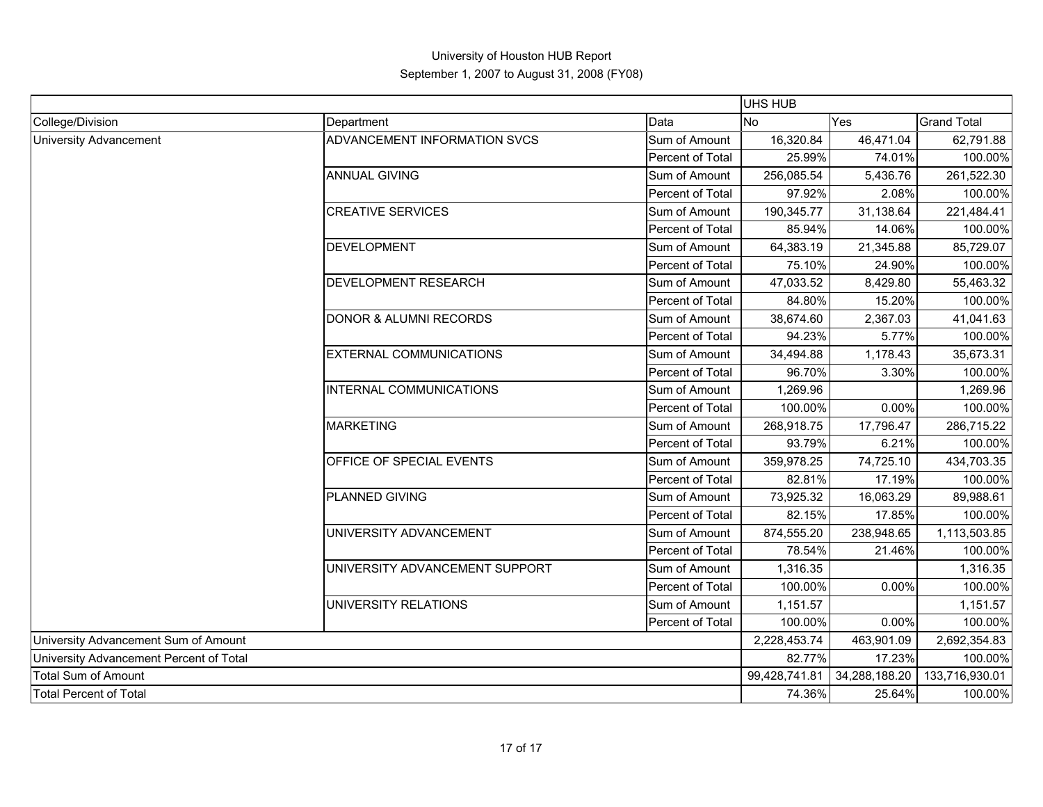University of Houston HUB Report

September 1, 2007 to August 31, 2008 (FY08)

| | | | UHS HUB | | |
|---|---|---|---|---|---|
| College/Division | Department | Data | No | Yes | Grand Total |
| University Advancement | ADVANCEMENT INFORMATION SVCS | Sum of Amount | 16,320.84 | 46,471.04 | 62,791.88 |
| | | Percent of Total | 25.99% | 74.01% | 100.00% |
| | ANNUAL GIVING | Sum of Amount | 256,085.54 | 5,436.76 | 261,522.30 |
| | | Percent of Total | 97.92% | 2.08% | 100.00% |
| | CREATIVE SERVICES | Sum of Amount | 190,345.77 | 31,138.64 | 221,484.41 |
| | | Percent of Total | 85.94% | 14.06% | 100.00% |
| | DEVELOPMENT | Sum of Amount | 64,383.19 | 21,345.88 | 85,729.07 |
| | | Percent of Total | 75.10% | 24.90% | 100.00% |
| | DEVELOPMENT RESEARCH | Sum of Amount | 47,033.52 | 8,429.80 | 55,463.32 |
| | | Percent of Total | 84.80% | 15.20% | 100.00% |
| | DONOR & ALUMNI RECORDS | Sum of Amount | 38,674.60 | 2,367.03 | 41,041.63 |
| | | Percent of Total | 94.23% | 5.77% | 100.00% |
| | EXTERNAL COMMUNICATIONS | Sum of Amount | 34,494.88 | 1,178.43 | 35,673.31 |
| | | Percent of Total | 96.70% | 3.30% | 100.00% |
| | INTERNAL COMMUNICATIONS | Sum of Amount | 1,269.96 | | 1,269.96 |
| | | Percent of Total | 100.00% | 0.00% | 100.00% |
| | MARKETING | Sum of Amount | 268,918.75 | 17,796.47 | 286,715.22 |
| | | Percent of Total | 93.79% | 6.21% | 100.00% |
| | OFFICE OF SPECIAL EVENTS | Sum of Amount | 359,978.25 | 74,725.10 | 434,703.35 |
| | | Percent of Total | 82.81% | 17.19% | 100.00% |
| | PLANNED GIVING | Sum of Amount | 73,925.32 | 16,063.29 | 89,988.61 |
| | | Percent of Total | 82.15% | 17.85% | 100.00% |
| | UNIVERSITY ADVANCEMENT | Sum of Amount | 874,555.20 | 238,948.65 | 1,113,503.85 |
| | | Percent of Total | 78.54% | 21.46% | 100.00% |
| | UNIVERSITY ADVANCEMENT SUPPORT | Sum of Amount | 1,316.35 | | 1,316.35 |
| | | Percent of Total | 100.00% | 0.00% | 100.00% |
| | UNIVERSITY RELATIONS | Sum of Amount | 1,151.57 | | 1,151.57 |
| | | Percent of Total | 100.00% | 0.00% | 100.00% |
| University Advancement Sum of Amount | | | 2,228,453.74 | 463,901.09 | 2,692,354.83 |
| University Advancement Percent of Total | | | 82.77% | 17.23% | 100.00% |
| Total Sum of Amount | | | 99,428,741.81 | 34,288,188.20 | 133,716,930.01 |
| Total Percent of Total | | | 74.36% | 25.64% | 100.00% |